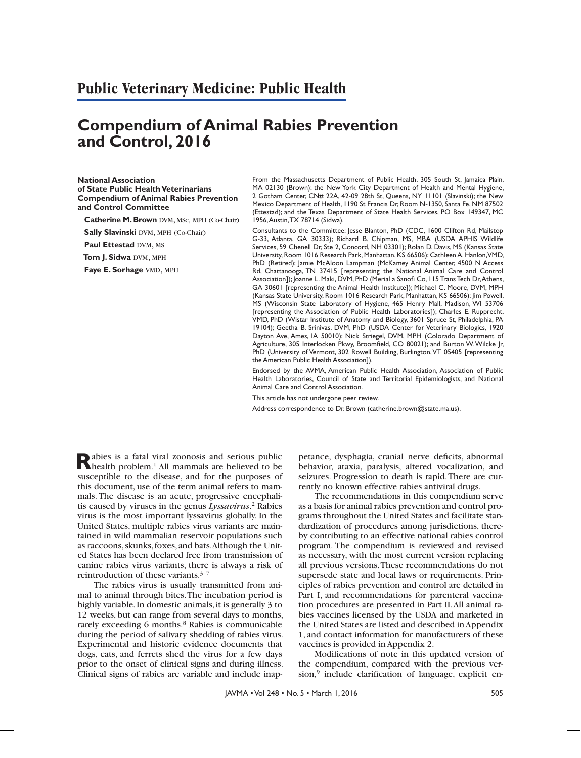# Public Veterinary Medicine: Public Health

# Compendium of Animal Rabies Prevention and Control, 2016

**National Association of State Public Health Veterinarians Compendium of Animal Rabies Prevention and Control Committee**

**Catherine M. Brown** DVM, MSc, MPH (Co-Chair)

**Sally Slavinski** DVM, MPH (Co-Chair)

**Paul Ettestad** DVM, MS

**Tom J. Sidwa** DVM, MPH

**Faye E. Sorhage** VMD, MPH

From the Massachusetts Department of Public Health, 305 South St, Jamaica Plain, MA 02130 (Brown); the New York City Department of Health and Mental Hygiene, 2 Gotham Center, CN# 22A, 42-09 28th St, Queens, NY 11101 (Slavinski); the New Mexico Department of Health, 1190 St Francis Dr, Room N-1350, Santa Fe, NM 87502 (Ettestad); and the Texas Department of State Health Services, PO Box 149347, MC 1956, Austin, TX 78714 (Sidwa).

Consultants to the Committee: Jesse Blanton, PhD (CDC, 1600 Clifton Rd, Mailstop G-33, Atlanta, GA 30333); Richard B. Chipman, MS, MBA (USDA APHIS Wildlife Services, 59 Chenell Dr, Ste 2, Concord, NH 03301); Rolan D. Davis, MS (Kansas State University, Room 1016 Research Park, Manhattan, KS 66506); Cathleen A. Hanlon, VMD, PhD (Retired); Jamie McAloon Lampman (McKamey Animal Center, 4500 N Access Rd, Chattanooga, TN 37415 [representing the National Animal Care and Control Association]); Joanne L. Maki, DVM, PhD (Merial a Sanofi Co, 115 Trans Tech Dr, Athens, GA 30601 [representing the Animal Health Institute]); Michael C. Moore, DVM, MPH (Kansas State University, Room 1016 Research Park, Manhattan, KS 66506); Jim Powell, MS (Wisconsin State Laboratory of Hygiene, 465 Henry Mall, Madison, WI 53706 [representing the Association of Public Health Laboratories]); Charles E. Rupprecht, VMD, PhD (Wistar Institute of Anatomy and Biology, 3601 Spruce St, Philadelphia, PA 19104); Geetha B. Srinivas, DVM, PhD (USDA Center for Veterinary Biologics, 1920 Dayton Ave, Ames, IA 50010); Nick Striegel, DVM, MPH (Colorado Department of Agriculture, 305 Interlocken Pkwy, Broomfield, CO 80021); and Burton W. Wilcke Jr, PhD (University of Vermont, 302 Rowell Building, Burlington, VT 05405 [representing the American Public Health Association]).

Endorsed by the AVMA, American Public Health Association, Association of Public Health Laboratories, Council of State and Territorial Epidemiologists, and National Animal Care and Control Association.

This article has not undergone peer review.

Address correspondence to Dr. Brown (catherine.brown@state.ma.us).

Rabies is a fatal viral zoonosis and serious public health problem.[1] All mammals are believed to be susceptible to the disease, and for the purposes of this document, use of the term animal refers to mammals. The disease is an acute, progressive encephalitis caused by viruses in the genus *Lyssavirus*.[2] Rabies virus is the most important lyssavirus globally. In the United States, multiple rabies virus variants are maintained in wild mammalian reservoir populations such as raccoons, skunks, foxes, and bats. Although the United States has been declared free from transmission of canine rabies virus variants, there is always a risk of reintroduction of these variants.[3–7]

The rabies virus is usually transmitted from animal to animal through bites. The incubation period is highly variable. In domestic animals, it is generally 3 to 12 weeks, but can range from several days to months, rarely exceeding 6 months.[8] Rabies is communicable during the period of salivary shedding of rabies virus. Experimental and historic evidence documents that dogs, cats, and ferrets shed the virus for a few days prior to the onset of clinical signs and during illness. Clinical signs of rabies are variable and include inappetance, dysphagia, cranial nerve deficits, abnormal behavior, ataxia, paralysis, altered vocalization, and seizures. Progression to death is rapid. There are currently no known effective rabies antiviral drugs.

The recommendations in this compendium serve as a basis for animal rabies prevention and control programs throughout the United States and facilitate standardization of procedures among jurisdictions, thereby contributing to an effective national rabies control program. The compendium is reviewed and revised as necessary, with the most current version replacing all previous versions. These recommendations do not supersede state and local laws or requirements. Principles of rabies prevention and control are detailed in Part I, and recommendations for parenteral vaccination procedures are presented in Part II. All animal rabies vaccines licensed by the USDA and marketed in the United States are listed and described in Appendix 1, and contact information for manufacturers of these vaccines is provided in Appendix 2.

Modifications of note in this updated version of the compendium, compared with the previous version,[9] include clarification of language, explicit en-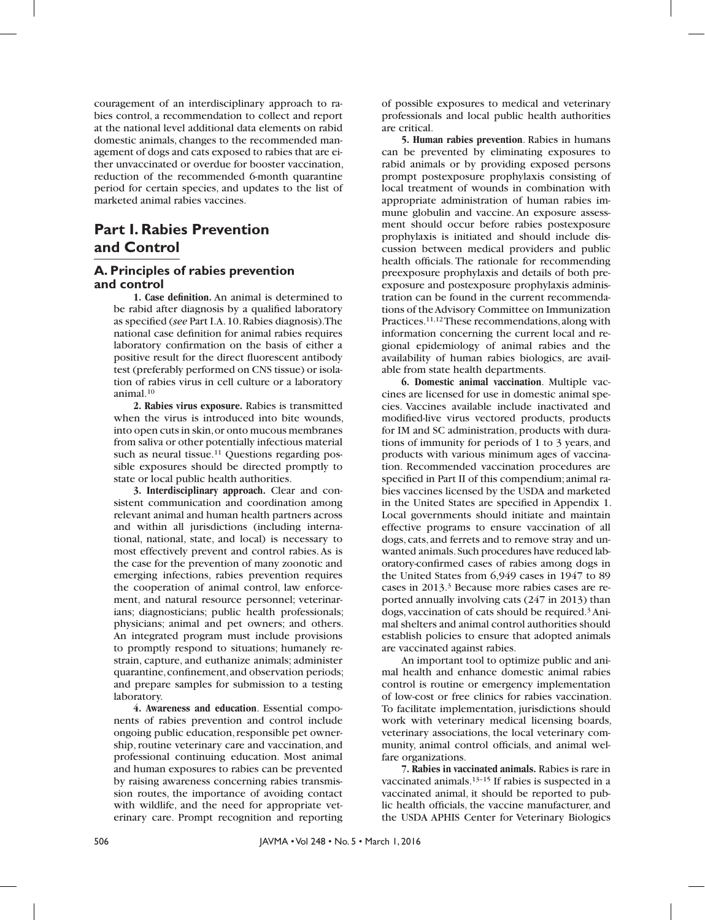couragement of an interdisciplinary approach to rabies control, a recommendation to collect and report at the national level additional data elements on rabid domestic animals, changes to the recommended management of dogs and cats exposed to rabies that are either unvaccinated or overdue for booster vaccination, reduction of the recommended 6-month quarantine period for certain species, and updates to the list of marketed animal rabies vaccines.

# Part I. Rabies Prevention and Control

## A. Principles of rabies prevention and control

**1. Case definition.** An animal is determined to be rabid after diagnosis by a qualified laboratory as specified (*see* Part I.A. 10. Rabies diagnosis). The national case definition for animal rabies requires laboratory confirmation on the basis of either a positive result for the direct fluorescent antibody test (preferably performed on CNS tissue) or isolation of rabies virus in cell culture or a laboratory animal.[10]

**2. Rabies virus exposure.** Rabies is transmitted when the virus is introduced into bite wounds, into open cuts in skin, or onto mucous membranes from saliva or other potentially infectious material such as neural tissue.[11] Questions regarding possible exposures should be directed promptly to state or local public health authorities.

**3. Interdisciplinary approach.** Clear and consistent communication and coordination among relevant animal and human health partners across and within all jurisdictions (including international, national, state, and local) is necessary to most effectively prevent and control rabies. As is the case for the prevention of many zoonotic and emerging infections, rabies prevention requires the cooperation of animal control, law enforcement, and natural resource personnel; veterinarians; diagnosticians; public health professionals; physicians; animal and pet owners; and others. An integrated program must include provisions to promptly respond to situations; humanely restrain, capture, and euthanize animals; administer quarantine, confinement, and observation periods; and prepare samples for submission to a testing laboratory.

**4. Awareness and education**. Essential components of rabies prevention and control include ongoing public education, responsible pet ownership, routine veterinary care and vaccination, and professional continuing education. Most animal and human exposures to rabies can be prevented by raising awareness concerning rabies transmission routes, the importance of avoiding contact with wildlife, and the need for appropriate veterinary care. Prompt recognition and reporting of possible exposures to medical and veterinary professionals and local public health authorities are critical.

**5. Human rabies prevention**. Rabies in humans can be prevented by eliminating exposures to rabid animals or by providing exposed persons prompt postexposure prophylaxis consisting of local treatment of wounds in combination with appropriate administration of human rabies immune globulin and vaccine. An exposure assessment should occur before rabies postexposure prophylaxis is initiated and should include discussion between medical providers and public health officials. The rationale for recommending preexposure prophylaxis and details of both preexposure and postexposure prophylaxis administration can be found in the current recommendations of the Advisory Committee on Immunization Practices.[11,12] These recommendations, along with information concerning the current local and regional epidemiology of animal rabies and the availability of human rabies biologics, are available from state health departments.

**6. Domestic animal vaccination**. Multiple vaccines are licensed for use in domestic animal species. Vaccines available include inactivated and modified-live virus vectored products, products for IM and SC administration, products with durations of immunity for periods of 1 to 3 years, and products with various minimum ages of vaccination. Recommended vaccination procedures are specified in Part II of this compendium; animal rabies vaccines licensed by the USDA and marketed in the United States are specified in Appendix 1. Local governments should initiate and maintain effective programs to ensure vaccination of all dogs, cats, and ferrets and to remove stray and unwanted animals. Such procedures have reduced laboratory-confirmed cases of rabies among dogs in the United States from 6,949 cases in 1947 to 89 cases in 2013.[3] Because more rabies cases are reported annually involving cats (247 in 2013) than dogs, vaccination of cats should be required.[3] Animal shelters and animal control authorities should establish policies to ensure that adopted animals are vaccinated against rabies.

An important tool to optimize public and animal health and enhance domestic animal rabies control is routine or emergency implementation of low-cost or free clinics for rabies vaccination. To facilitate implementation, jurisdictions should work with veterinary medical licensing boards, veterinary associations, the local veterinary community, animal control officials, and animal welfare organizations.

**7. Rabies in vaccinated animals.** Rabies is rare in vaccinated animals.[13–15] If rabies is suspected in a vaccinated animal, it should be reported to public health officials, the vaccine manufacturer, and the USDA APHIS Center for Veterinary Biologics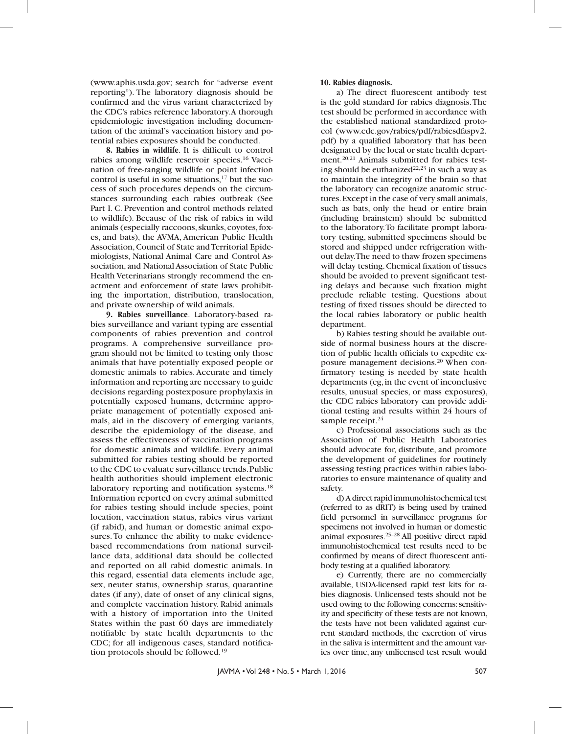(www.aphis.usda.gov; search for "adverse event reporting"). The laboratory diagnosis should be confirmed and the virus variant characterized by the CDC's rabies reference laboratory. A thorough epidemiologic investigation including documentation of the animal's vaccination history and potential rabies exposures should be conducted.

**8. Rabies in wildlife**. It is difficult to control rabies among wildlife reservoir species.[16] Vaccination of free-ranging wildlife or point infection control is useful in some situations,[17] but the success of such procedures depends on the circumstances surrounding each rabies outbreak (See Part I. C. Prevention and control methods related to wildlife). Because of the risk of rabies in wild animals (especially raccoons, skunks, coyotes, foxes, and bats), the AVMA, American Public Health Association, Council of State and Territorial Epidemiologists, National Animal Care and Control Association, and National Association of State Public Health Veterinarians strongly recommend the enactment and enforcement of state laws prohibiting the importation, distribution, translocation, and private ownership of wild animals.

**9. Rabies surveillance**. Laboratory-based rabies surveillance and variant typing are essential components of rabies prevention and control programs. A comprehensive surveillance program should not be limited to testing only those animals that have potentially exposed people or domestic animals to rabies. Accurate and timely information and reporting are necessary to guide decisions regarding postexposure prophylaxis in potentially exposed humans, determine appropriate management of potentially exposed animals, aid in the discovery of emerging variants, describe the epidemiology of the disease, and assess the effectiveness of vaccination programs for domestic animals and wildlife. Every animal submitted for rabies testing should be reported to the CDC to evaluate surveillance trends. Public health authorities should implement electronic laboratory reporting and notification systems.[18] Information reported on every animal submitted for rabies testing should include species, point location, vaccination status, rabies virus variant (if rabid), and human or domestic animal exposures. To enhance the ability to make evidence-based recommendations from national surveillance data, additional data should be collected and reported on all rabid domestic animals. In this regard, essential data elements include age, sex, neuter status, ownership status, quarantine dates (if any), date of onset of any clinical signs, and complete vaccination history. Rabid animals with a history of importation into the United States within the past 60 days are immediately notifiable by state health departments to the CDC; for all indigenous cases, standard notification protocols should be followed.[19]

**10. Rabies diagnosis.**

a) The direct fluorescent antibody test is the gold standard for rabies diagnosis. The test should be performed in accordance with the established national standardized protocol (www.cdc.gov/rabies/pdf/rabiesdfaspv2.pdf) by a qualified laboratory that has been designated by the local or state health department.[20,21] Animals submitted for rabies testing should be euthanized[22,23] in such a way as to maintain the integrity of the brain so that the laboratory can recognize anatomic structures. Except in the case of very small animals, such as bats, only the head or entire brain (including brainstem) should be submitted to the laboratory. To facilitate prompt laboratory testing, submitted specimens should be stored and shipped under refrigeration without delay. The need to thaw frozen specimens will delay testing. Chemical fixation of tissues should be avoided to prevent significant testing delays and because such fixation might preclude reliable testing. Questions about testing of fixed tissues should be directed to the local rabies laboratory or public health department.

b) Rabies testing should be available outside of normal business hours at the discretion of public health officials to expedite exposure management decisions.[20] When confirmatory testing is needed by state health departments (eg, in the event of inconclusive results, unusual species, or mass exposures), the CDC rabies laboratory can provide additional testing and results within 24 hours of sample receipt.[24]

c) Professional associations such as the Association of Public Health Laboratories should advocate for, distribute, and promote the development of guidelines for routinely assessing testing practices within rabies laboratories to ensure maintenance of quality and safety.

d) A direct rapid immunohistochemical test (referred to as dRIT) is being used by trained field personnel in surveillance programs for specimens not involved in human or domestic animal exposures.[25–28] All positive direct rapid immunohistochemical test results need to be confirmed by means of direct fluorescent antibody testing at a qualified laboratory.

e) Currently, there are no commercially available, USDA-licensed rapid test kits for rabies diagnosis. Unlicensed tests should not be used owing to the following concerns: sensitivity and specificity of these tests are not known, the tests have not been validated against current standard methods, the excretion of virus in the saliva is intermittent and the amount varies over time, any unlicensed test result would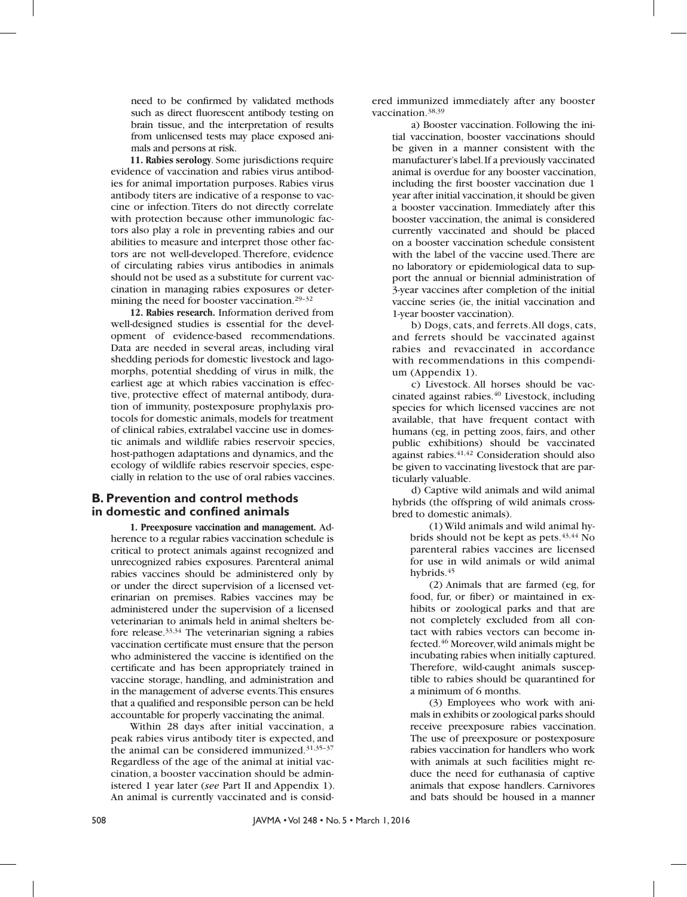need to be confirmed by validated methods such as direct fluorescent antibody testing on brain tissue, and the interpretation of results from unlicensed tests may place exposed animals and persons at risk.

**11. Rabies serology**. Some jurisdictions require evidence of vaccination and rabies virus antibodies for animal importation purposes. Rabies virus antibody titers are indicative of a response to vaccine or infection. Titers do not directly correlate with protection because other immunologic factors also play a role in preventing rabies and our abilities to measure and interpret those other factors are not well-developed. Therefore, evidence of circulating rabies virus antibodies in animals should not be used as a substitute for current vaccination in managing rabies exposures or determining the need for booster vaccination.[29–32]

**12. Rabies research.** Information derived from well-designed studies is essential for the development of evidence-based recommendations. Data are needed in several areas, including viral shedding periods for domestic livestock and lagomorphs, potential shedding of virus in milk, the earliest age at which rabies vaccination is effective, protective effect of maternal antibody, duration of immunity, postexposure prophylaxis protocols for domestic animals, models for treatment of clinical rabies, extralabel vaccine use in domestic animals and wildlife rabies reservoir species, host-pathogen adaptations and dynamics, and the ecology of wildlife rabies reservoir species, especially in relation to the use of oral rabies vaccines.

## B. Prevention and control methods in domestic and confined animals

**1. Preexposure vaccination and management.** Adherence to a regular rabies vaccination schedule is critical to protect animals against recognized and unrecognized rabies exposures. Parenteral animal rabies vaccines should be administered only by or under the direct supervision of a licensed veterinarian on premises. Rabies vaccines may be administered under the supervision of a licensed veterinarian to animals held in animal shelters before release.[33,34] The veterinarian signing a rabies vaccination certificate must ensure that the person who administered the vaccine is identified on the certificate and has been appropriately trained in vaccine storage, handling, and administration and in the management of adverse events. This ensures that a qualified and responsible person can be held accountable for properly vaccinating the animal.

Within 28 days after initial vaccination, a peak rabies virus antibody titer is expected, and the animal can be considered immunized.[31,35–37] Regardless of the age of the animal at initial vaccination, a booster vaccination should be administered 1 year later (*see* Part II and Appendix 1). An animal is currently vaccinated and is considered immunized immediately after any booster vaccination.[38,39]

a) Booster vaccination. Following the initial vaccination, booster vaccinations should be given in a manner consistent with the manufacturer's label. If a previously vaccinated animal is overdue for any booster vaccination, including the first booster vaccination due 1 year after initial vaccination, it should be given a booster vaccination. Immediately after this booster vaccination, the animal is considered currently vaccinated and should be placed on a booster vaccination schedule consistent with the label of the vaccine used. There are no laboratory or epidemiological data to support the annual or biennial administration of 3-year vaccines after completion of the initial vaccine series (ie, the initial vaccination and 1-year booster vaccination).

b) Dogs, cats, and ferrets. All dogs, cats, and ferrets should be vaccinated against rabies and revaccinated in accordance with recommendations in this compendium (Appendix 1).

c) Livestock. All horses should be vaccinated against rabies.[40] Livestock, including species for which licensed vaccines are not available, that have frequent contact with humans (eg, in petting zoos, fairs, and other public exhibitions) should be vaccinated against rabies.[41,42] Consideration should also be given to vaccinating livestock that are particularly valuable.

d) Captive wild animals and wild animal hybrids (the offspring of wild animals crossbred to domestic animals).

(1) Wild animals and wild animal hybrids should not be kept as pets.[43,44] No parenteral rabies vaccines are licensed for use in wild animals or wild animal hybrids.[45]

(2) Animals that are farmed (eg, for food, fur, or fiber) or maintained in exhibits or zoological parks and that are not completely excluded from all contact with rabies vectors can become infected.[46] Moreover, wild animals might be incubating rabies when initially captured. Therefore, wild-caught animals susceptible to rabies should be quarantined for a minimum of 6 months.

(3) Employees who work with animals in exhibits or zoological parks should receive preexposure rabies vaccination. The use of preexposure or postexposure rabies vaccination for handlers who work with animals at such facilities might reduce the need for euthanasia of captive animals that expose handlers. Carnivores and bats should be housed in a manner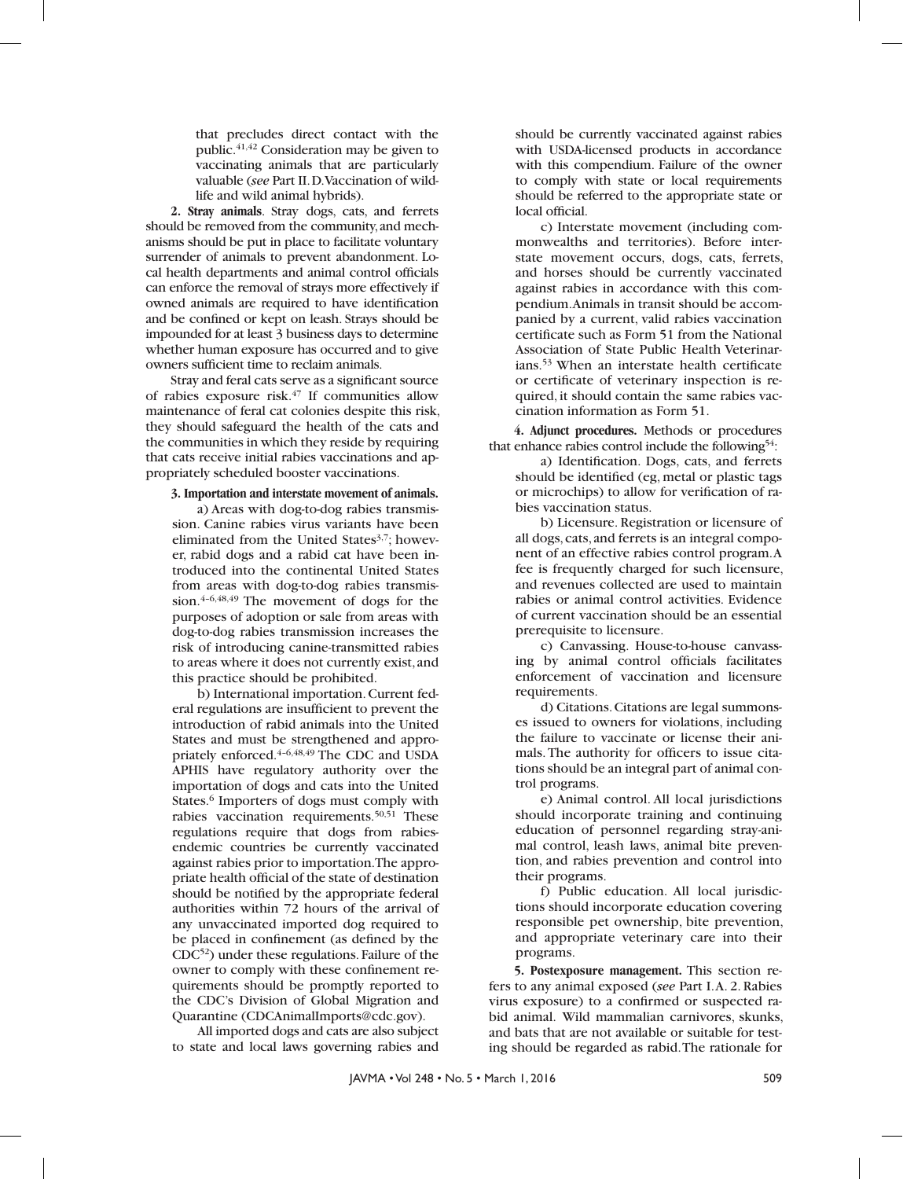that precludes direct contact with the public.[41,42] Consideration may be given to vaccinating animals that are particularly valuable (*see* Part II. D. Vaccination of wildlife and wild animal hybrids).

**2. Stray animals**. Stray dogs, cats, and ferrets should be removed from the community, and mechanisms should be put in place to facilitate voluntary surrender of animals to prevent abandonment. Local health departments and animal control officials can enforce the removal of strays more effectively if owned animals are required to have identification and be confined or kept on leash. Strays should be impounded for at least 3 business days to determine whether human exposure has occurred and to give owners sufficient time to reclaim animals.

Stray and feral cats serve as a significant source of rabies exposure risk.[47] If communities allow maintenance of feral cat colonies despite this risk, they should safeguard the health of the cats and the communities in which they reside by requiring that cats receive initial rabies vaccinations and appropriately scheduled booster vaccinations.

**3. Importation and interstate movement of animals.**

a) Areas with dog-to-dog rabies transmission. Canine rabies virus variants have been eliminated from the United States[3,7]; however, rabid dogs and a rabid cat have been introduced into the continental United States from areas with dog-to-dog rabies transmission.[4–6,48,49] The movement of dogs for the purposes of adoption or sale from areas with dog-to-dog rabies transmission increases the risk of introducing canine-transmitted rabies to areas where it does not currently exist, and this practice should be prohibited.

b) International importation. Current federal regulations are insufficient to prevent the introduction of rabid animals into the United States and must be strengthened and appropriately enforced.[4–6,48,49] The CDC and USDA APHIS have regulatory authority over the importation of dogs and cats into the United States.[6] Importers of dogs must comply with rabies vaccination requirements.[50,51] These regulations require that dogs from rabies-endemic countries be currently vaccinated against rabies prior to importation. The appropriate health official of the state of destination should be notified by the appropriate federal authorities within 72 hours of the arrival of any unvaccinated imported dog required to be placed in confinement (as defined by the CDC[52]) under these regulations. Failure of the owner to comply with these confinement requirements should be promptly reported to the CDC's Division of Global Migration and Quarantine (CDCAnimalImports@cdc.gov).

All imported dogs and cats are also subject to state and local laws governing rabies and should be currently vaccinated against rabies with USDA-licensed products in accordance with this compendium. Failure of the owner to comply with state or local requirements should be referred to the appropriate state or local official.

c) Interstate movement (including commonwealths and territories). Before interstate movement occurs, dogs, cats, ferrets, and horses should be currently vaccinated against rabies in accordance with this compendium. Animals in transit should be accompanied by a current, valid rabies vaccination certificate such as Form 51 from the National Association of State Public Health Veterinarians.[53] When an interstate health certificate or certificate of veterinary inspection is required, it should contain the same rabies vaccination information as Form 51.

**4. Adjunct procedures.** Methods or procedures that enhance rabies control include the following[54]:

a) Identification. Dogs, cats, and ferrets should be identified (eg, metal or plastic tags or microchips) to allow for verification of rabies vaccination status.

b) Licensure. Registration or licensure of all dogs, cats, and ferrets is an integral component of an effective rabies control program. A fee is frequently charged for such licensure, and revenues collected are used to maintain rabies or animal control activities. Evidence of current vaccination should be an essential prerequisite to licensure.

c) Canvassing. House-to-house canvassing by animal control officials facilitates enforcement of vaccination and licensure requirements.

d) Citations. Citations are legal summonses issued to owners for violations, including the failure to vaccinate or license their animals. The authority for officers to issue citations should be an integral part of animal control programs.

e) Animal control. All local jurisdictions should incorporate training and continuing education of personnel regarding stray-animal control, leash laws, animal bite prevention, and rabies prevention and control into their programs.

f) Public education. All local jurisdictions should incorporate education covering responsible pet ownership, bite prevention, and appropriate veterinary care into their programs.

**5. Postexposure management.** This section refers to any animal exposed (*see* Part I. A. 2. Rabies virus exposure) to a confirmed or suspected rabid animal. Wild mammalian carnivores, skunks, and bats that are not available or suitable for testing should be regarded as rabid. The rationale for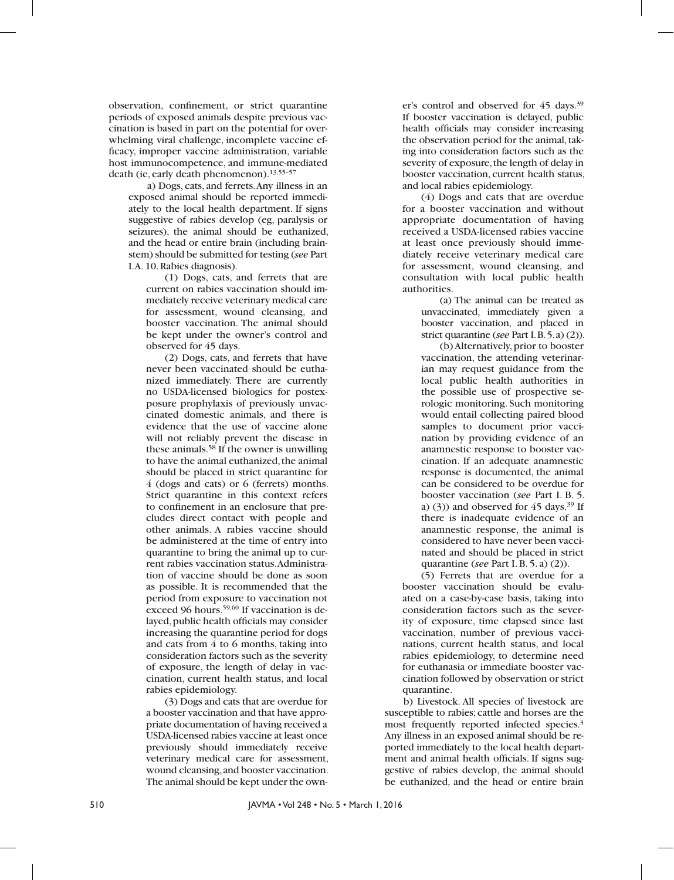observation, confinement, or strict quarantine periods of exposed animals despite previous vaccination is based in part on the potential for overwhelming viral challenge, incomplete vaccine efficacy, improper vaccine administration, variable host immunocompetence, and immune-mediated death (ie, early death phenomenon).[13,55–57]

a) Dogs, cats, and ferrets. Any illness in an exposed animal should be reported immediately to the local health department. If signs suggestive of rabies develop (eg, paralysis or seizures), the animal should be euthanized, and the head or entire brain (including brainstem) should be submitted for testing (*see* Part I.A. 10. Rabies diagnosis).

(1) Dogs, cats, and ferrets that are current on rabies vaccination should immediately receive veterinary medical care for assessment, wound cleansing, and booster vaccination. The animal should be kept under the owner's control and observed for 45 days.

(2) Dogs, cats, and ferrets that have never been vaccinated should be euthanized immediately. There are currently no USDA-licensed biologics for postexposure prophylaxis of previously unvaccinated domestic animals, and there is evidence that the use of vaccine alone will not reliably prevent the disease in these animals.[58] If the owner is unwilling to have the animal euthanized, the animal should be placed in strict quarantine for 4 (dogs and cats) or 6 (ferrets) months. Strict quarantine in this context refers to confinement in an enclosure that precludes direct contact with people and other animals. A rabies vaccine should be administered at the time of entry into quarantine to bring the animal up to current rabies vaccination status. Administration of vaccine should be done as soon as possible. It is recommended that the period from exposure to vaccination not exceed 96 hours.[59,60] If vaccination is delayed, public health officials may consider increasing the quarantine period for dogs and cats from 4 to 6 months, taking into consideration factors such as the severity of exposure, the length of delay in vaccination, current health status, and local rabies epidemiology.

(3) Dogs and cats that are overdue for a booster vaccination and that have appropriate documentation of having received a USDA-licensed rabies vaccine at least once previously should immediately receive veterinary medical care for assessment, wound cleansing, and booster vaccination. The animal should be kept under the owner's control and observed for 45 days.[39] If booster vaccination is delayed, public health officials may consider increasing the observation period for the animal, taking into consideration factors such as the severity of exposure, the length of delay in booster vaccination, current health status, and local rabies epidemiology.

(4) Dogs and cats that are overdue for a booster vaccination and without appropriate documentation of having received a USDA-licensed rabies vaccine at least once previously should immediately receive veterinary medical care for assessment, wound cleansing, and consultation with local public health authorities.

(a) The animal can be treated as unvaccinated, immediately given a booster vaccination, and placed in strict quarantine (*see* Part I. B. 5. a) (2)).

(b) Alternatively, prior to booster vaccination, the attending veterinarian may request guidance from the local public health authorities in the possible use of prospective serologic monitoring. Such monitoring would entail collecting paired blood samples to document prior vaccination by providing evidence of an anamnestic response to booster vaccination. If an adequate anamnestic response is documented, the animal can be considered to be overdue for booster vaccination (*see* Part I. B. 5. a) (3)) and observed for 45 days.[39] If there is inadequate evidence of an anamnestic response, the animal is considered to have never been vaccinated and should be placed in strict quarantine (*see* Part I. B. 5. a) (2)).

(5) Ferrets that are overdue for a booster vaccination should be evaluated on a case-by-case basis, taking into consideration factors such as the severity of exposure, time elapsed since last vaccination, number of previous vaccinations, current health status, and local rabies epidemiology, to determine need for euthanasia or immediate booster vaccination followed by observation or strict quarantine.

b) Livestock. All species of livestock are susceptible to rabies; cattle and horses are the most frequently reported infected species.[3] Any illness in an exposed animal should be reported immediately to the local health department and animal health officials. If signs suggestive of rabies develop, the animal should be euthanized, and the head or entire brain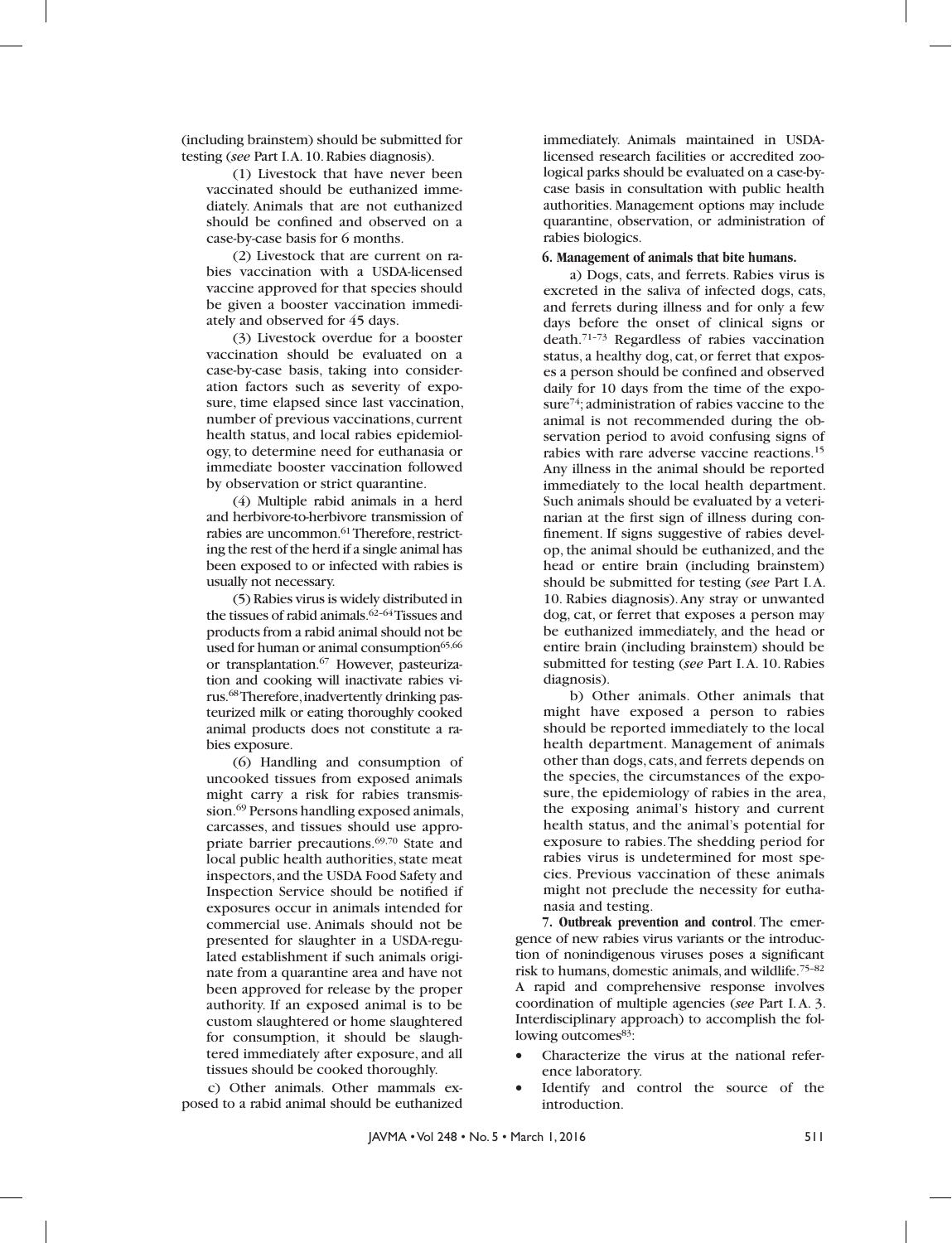(including brainstem) should be submitted for testing (*see* Part I.A. 10. Rabies diagnosis).

(1) Livestock that have never been vaccinated should be euthanized immediately. Animals that are not euthanized should be confined and observed on a case-by-case basis for 6 months.

(2) Livestock that are current on rabies vaccination with a USDA-licensed vaccine approved for that species should be given a booster vaccination immediately and observed for 45 days.

(3) Livestock overdue for a booster vaccination should be evaluated on a case-by-case basis, taking into consideration factors such as severity of exposure, time elapsed since last vaccination, number of previous vaccinations, current health status, and local rabies epidemiology, to determine need for euthanasia or immediate booster vaccination followed by observation or strict quarantine.

(4) Multiple rabid animals in a herd and herbivore-to-herbivore transmission of rabies are uncommon.[61] Therefore, restricting the rest of the herd if a single animal has been exposed to or infected with rabies is usually not necessary.

(5) Rabies virus is widely distributed in the tissues of rabid animals.[62–64] Tissues and products from a rabid animal should not be used for human or animal consumption[65,66] or transplantation.[67] However, pasteurization and cooking will inactivate rabies virus.[68] Therefore, inadvertently drinking pasteurized milk or eating thoroughly cooked animal products does not constitute a rabies exposure.

(6) Handling and consumption of uncooked tissues from exposed animals might carry a risk for rabies transmission.[69] Persons handling exposed animals, carcasses, and tissues should use appropriate barrier precautions.[69,70] State and local public health authorities, state meat inspectors, and the USDA Food Safety and Inspection Service should be notified if exposures occur in animals intended for commercial use. Animals should not be presented for slaughter in a USDA-regulated establishment if such animals originate from a quarantine area and have not been approved for release by the proper authority. If an exposed animal is to be custom slaughtered or home slaughtered for consumption, it should be slaughtered immediately after exposure, and all tissues should be cooked thoroughly.

c) Other animals. Other mammals exposed to a rabid animal should be euthanized immediately. Animals maintained in USDA-licensed research facilities or accredited zoological parks should be evaluated on a case-by-case basis in consultation with public health authorities. Management options may include quarantine, observation, or administration of rabies biologics.

**6. Management of animals that bite humans.**

a) Dogs, cats, and ferrets. Rabies virus is excreted in the saliva of infected dogs, cats, and ferrets during illness and for only a few days before the onset of clinical signs or death.[71–73] Regardless of rabies vaccination status, a healthy dog, cat, or ferret that exposes a person should be confined and observed daily for 10 days from the time of the exposure[74]; administration of rabies vaccine to the animal is not recommended during the observation period to avoid confusing signs of rabies with rare adverse vaccine reactions.[15] Any illness in the animal should be reported immediately to the local health department. Such animals should be evaluated by a veterinarian at the first sign of illness during confinement. If signs suggestive of rabies develop, the animal should be euthanized, and the head or entire brain (including brainstem) should be submitted for testing (*see* Part I.A. 10. Rabies diagnosis). Any stray or unwanted dog, cat, or ferret that exposes a person may be euthanized immediately, and the head or entire brain (including brainstem) should be submitted for testing (*see* Part I.A. 10. Rabies diagnosis).

b) Other animals. Other animals that might have exposed a person to rabies should be reported immediately to the local health department. Management of animals other than dogs, cats, and ferrets depends on the species, the circumstances of the exposure, the epidemiology of rabies in the area, the exposing animal's history and current health status, and the animal's potential for exposure to rabies. The shedding period for rabies virus is undetermined for most species. Previous vaccination of these animals might not preclude the necessity for euthanasia and testing.

**7. Outbreak prevention and control.** The emergence of new rabies virus variants or the introduction of nonindigenous viruses poses a significant risk to humans, domestic animals, and wildlife.[75–82] A rapid and comprehensive response involves coordination of multiple agencies (*see* Part I.A. 3. Interdisciplinary approach) to accomplish the following outcomes[83]:

- Characterize the virus at the national reference laboratory.
- Identify and control the source of the introduction.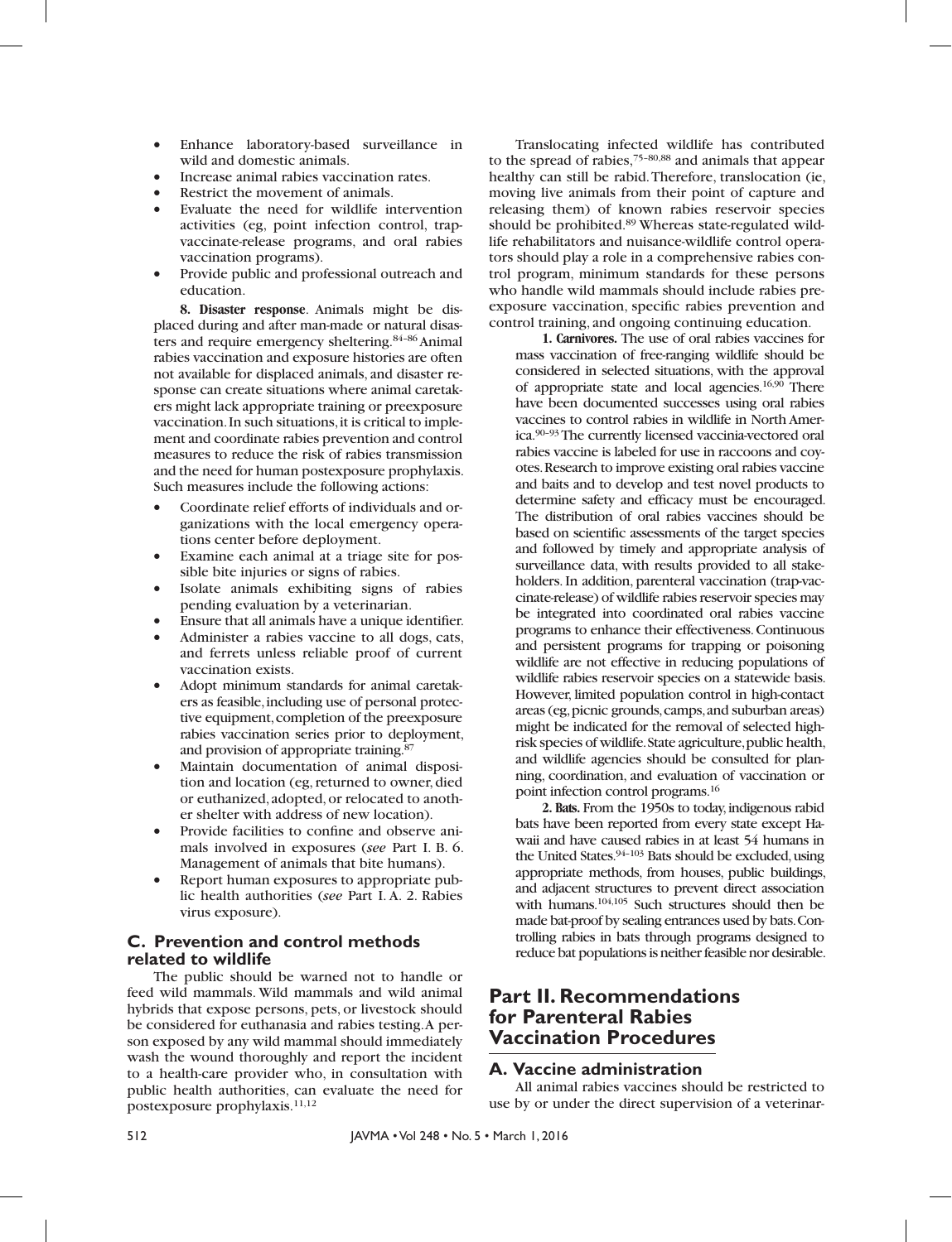- Enhance laboratory-based surveillance in wild and domestic animals.
- Increase animal rabies vaccination rates.
- Restrict the movement of animals.
- Evaluate the need for wildlife intervention activities (eg, point infection control, trap-vaccinate-release programs, and oral rabies vaccination programs).
- Provide public and professional outreach and education.

**8. Disaster response**. Animals might be displaced during and after man-made or natural disasters and require emergency sheltering.[84–86] Animal rabies vaccination and exposure histories are often not available for displaced animals, and disaster response can create situations where animal caretakers might lack appropriate training or preexposure vaccination. In such situations, it is critical to implement and coordinate rabies prevention and control measures to reduce the risk of rabies transmission and the need for human postexposure prophylaxis. Such measures include the following actions:

- Coordinate relief efforts of individuals and organizations with the local emergency operations center before deployment.
- Examine each animal at a triage site for possible bite injuries or signs of rabies.
- Isolate animals exhibiting signs of rabies pending evaluation by a veterinarian.
- Ensure that all animals have a unique identifier.
- Administer a rabies vaccine to all dogs, cats, and ferrets unless reliable proof of current vaccination exists.
- Adopt minimum standards for animal caretakers as feasible, including use of personal protective equipment, completion of the preexposure rabies vaccination series prior to deployment, and provision of appropriate training.[87]
- Maintain documentation of animal disposition and location (eg, returned to owner, died or euthanized, adopted, or relocated to another shelter with address of new location).
- Provide facilities to confine and observe animals involved in exposures (*see* Part I. B. 6. Management of animals that bite humans).
- Report human exposures to appropriate public health authorities (*see* Part I. A. 2. Rabies virus exposure).

## C. Prevention and control methods related to wildlife

The public should be warned not to handle or feed wild mammals. Wild mammals and wild animal hybrids that expose persons, pets, or livestock should be considered for euthanasia and rabies testing. A person exposed by any wild mammal should immediately wash the wound thoroughly and report the incident to a health-care provider who, in consultation with public health authorities, can evaluate the need for postexposure prophylaxis.[11,12]

Translocating infected wildlife has contributed to the spread of rabies,[75–80,88] and animals that appear healthy can still be rabid. Therefore, translocation (ie, moving live animals from their point of capture and releasing them) of known rabies reservoir species should be prohibited.[89] Whereas state-regulated wildlife rehabilitators and nuisance-wildlife control operators should play a role in a comprehensive rabies control program, minimum standards for these persons who handle wild mammals should include rabies preexposure vaccination, specific rabies prevention and control training, and ongoing continuing education.

**1. Carnivores.** The use of oral rabies vaccines for mass vaccination of free-ranging wildlife should be considered in selected situations, with the approval of appropriate state and local agencies.[16,90] There have been documented successes using oral rabies vaccines to control rabies in wildlife in North America.[90–93] The currently licensed vaccinia-vectored oral rabies vaccine is labeled for use in raccoons and coyotes. Research to improve existing oral rabies vaccine and baits and to develop and test novel products to determine safety and efficacy must be encouraged. The distribution of oral rabies vaccines should be based on scientific assessments of the target species and followed by timely and appropriate analysis of surveillance data, with results provided to all stakeholders. In addition, parenteral vaccination (trap-vaccinate-release) of wildlife rabies reservoir species may be integrated into coordinated oral rabies vaccine programs to enhance their effectiveness. Continuous and persistent programs for trapping or poisoning wildlife are not effective in reducing populations of wildlife rabies reservoir species on a statewide basis. However, limited population control in high-contact areas (eg, picnic grounds, camps, and suburban areas) might be indicated for the removal of selected high-risk species of wildlife. State agriculture, public health, and wildlife agencies should be consulted for planning, coordination, and evaluation of vaccination or point infection control programs.[16]

**2. Bats.** From the 1950s to today, indigenous rabid bats have been reported from every state except Hawaii and have caused rabies in at least 54 humans in the United States.[94–103] Bats should be excluded, using appropriate methods, from houses, public buildings, and adjacent structures to prevent direct association with humans.[104,105] Such structures should then be made bat-proof by sealing entrances used by bats. Controlling rabies in bats through programs designed to reduce bat populations is neither feasible nor desirable.

# Part II. Recommendations for Parenteral Rabies Vaccination Procedures

## A. Vaccine administration

All animal rabies vaccines should be restricted to use by or under the direct supervision of a veterinar-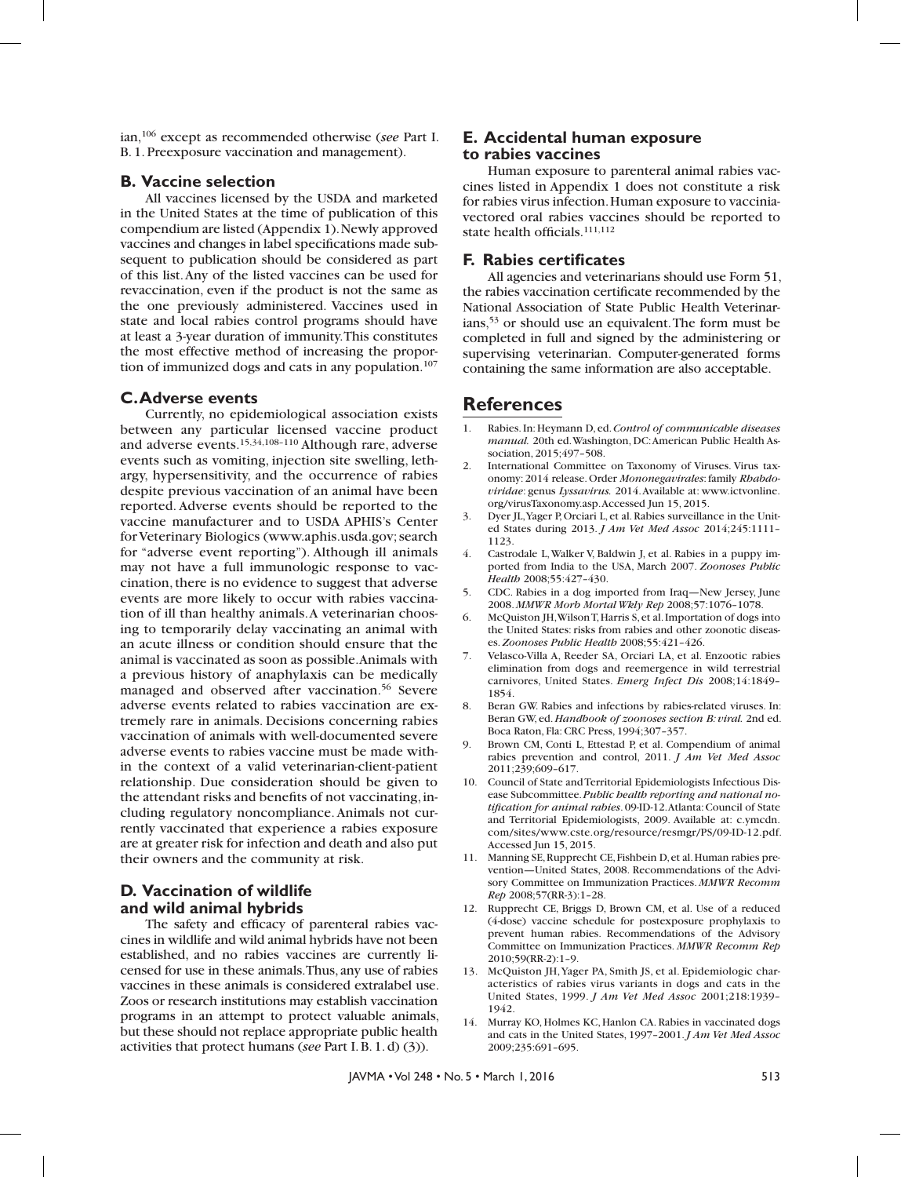ian,[106] except as recommended otherwise (*see* Part I. B. 1. Preexposure vaccination and management).

### B. Vaccine selection

All vaccines licensed by the USDA and marketed in the United States at the time of publication of this compendium are listed (Appendix 1). Newly approved vaccines and changes in label specifications made subsequent to publication should be considered as part of this list. Any of the listed vaccines can be used for revaccination, even if the product is not the same as the one previously administered. Vaccines used in state and local rabies control programs should have at least a 3-year duration of immunity. This constitutes the most effective method of increasing the proportion of immunized dogs and cats in any population.[107]

### C. Adverse events

Currently, no epidemiological association exists between any particular licensed vaccine product and adverse events.[15,34,108–110] Although rare, adverse events such as vomiting, injection site swelling, lethargy, hypersensitivity, and the occurrence of rabies despite previous vaccination of an animal have been reported. Adverse events should be reported to the vaccine manufacturer and to USDA APHIS's Center for Veterinary Biologics (www.aphis.usda.gov; search for "adverse event reporting"). Although ill animals may not have a full immunologic response to vaccination, there is no evidence to suggest that adverse events are more likely to occur with rabies vaccination of ill than healthy animals. A veterinarian choosing to temporarily delay vaccinating an animal with an acute illness or condition should ensure that the animal is vaccinated as soon as possible. Animals with a previous history of anaphylaxis can be medically managed and observed after vaccination.[56] Severe adverse events related to rabies vaccination are extremely rare in animals. Decisions concerning rabies vaccination of animals with well-documented severe adverse events to rabies vaccine must be made within the context of a valid veterinarian-client-patient relationship. Due consideration should be given to the attendant risks and benefits of not vaccinating, including regulatory noncompliance. Animals not currently vaccinated that experience a rabies exposure are at greater risk for infection and death and also put their owners and the community at risk.

### D. Vaccination of wildlife and wild animal hybrids

The safety and efficacy of parenteral rabies vaccines in wildlife and wild animal hybrids have not been established, and no rabies vaccines are currently licensed for use in these animals. Thus, any use of rabies vaccines in these animals is considered extralabel use. Zoos or research institutions may establish vaccination programs in an attempt to protect valuable animals, but these should not replace appropriate public health activities that protect humans (*see* Part I. B. 1. d) (3)).

### E. Accidental human exposure to rabies vaccines

Human exposure to parenteral animal rabies vaccines listed in Appendix 1 does not constitute a risk for rabies virus infection. Human exposure to vaccinia-vectored oral rabies vaccines should be reported to state health officials.[111,112]

### F. Rabies certificates

All agencies and veterinarians should use Form 51, the rabies vaccination certificate recommended by the National Association of State Public Health Veterinarians,[53] or should use an equivalent. The form must be completed in full and signed by the administering or supervising veterinarian. Computer-generated forms containing the same information are also acceptable.

## References

1. Rabies. In: Heymann D, ed. *Control of communicable diseases manual.* 20th ed. Washington, DC: American Public Health Association, 2015;497–508.
2. International Committee on Taxonomy of Viruses. Virus taxonomy: 2014 release. Order *Mononegavirales*: family *Rhabdoviridae*: genus *Lyssavirus.* 2014. Available at: www.ictvonline.org/virusTaxonomy.asp. Accessed Jun 15, 2015.
3. Dyer JL, Yager P, Orciari L, et al. Rabies surveillance in the United States during 2013. *J Am Vet Med Assoc* 2014;245:1111–1123.
4. Castrodale L, Walker V, Baldwin J, et al. Rabies in a puppy imported from India to the USA, March 2007. *Zoonoses Public Health* 2008;55:427–430.
5. CDC. Rabies in a dog imported from Iraq—New Jersey, June 2008. *MMWR Morb Mortal Wkly Rep* 2008;57:1076–1078.
6. McQuiston JH, Wilson T, Harris S, et al. Importation of dogs into the United States: risks from rabies and other zoonotic diseases. *Zoonoses Public Health* 2008;55:421–426.
7. Velasco-Villa A, Reeder SA, Orciari LA, et al. Enzootic rabies elimination from dogs and reemergence in wild terrestrial carnivores, United States. *Emerg Infect Dis* 2008;14:1849–1854.
8. Beran GW. Rabies and infections by rabies-related viruses. In: Beran GW, ed. *Handbook of zoonoses section B: viral.* 2nd ed. Boca Raton, Fla: CRC Press, 1994;307–357.
9. Brown CM, Conti L, Ettestad P, et al. Compendium of animal rabies prevention and control, 2011. *J Am Vet Med Assoc* 2011;239;609–617.
10. Council of State and Territorial Epidemiologists Infectious Disease Subcommittee. *Public health reporting and national notification for animal rabies*. 09-ID-12. Atlanta: Council of State and Territorial Epidemiologists, 2009. Available at: c.ymcdn.com/sites/www.cste.org/resource/resmgr/PS/09-ID-12.pdf. Accessed Jun 15, 2015.
11. Manning SE, Rupprecht CE, Fishbein D, et al. Human rabies prevention—United States, 2008. Recommendations of the Advisory Committee on Immunization Practices. *MMWR Recomm Rep* 2008;57(RR-3):1–28.
12. Rupprecht CE, Briggs D, Brown CM, et al. Use of a reduced (4-dose) vaccine schedule for postexposure prophylaxis to prevent human rabies. Recommendations of the Advisory Committee on Immunization Practices. *MMWR Recomm Rep* 2010;59(RR-2):1–9.
13. McQuiston JH, Yager PA, Smith JS, et al. Epidemiologic characteristics of rabies virus variants in dogs and cats in the United States, 1999. *J Am Vet Med Assoc* 2001;218:1939–1942.
14. Murray KO, Holmes KC, Hanlon CA. Rabies in vaccinated dogs and cats in the United States, 1997–2001. *J Am Vet Med Assoc* 2009;235:691–695.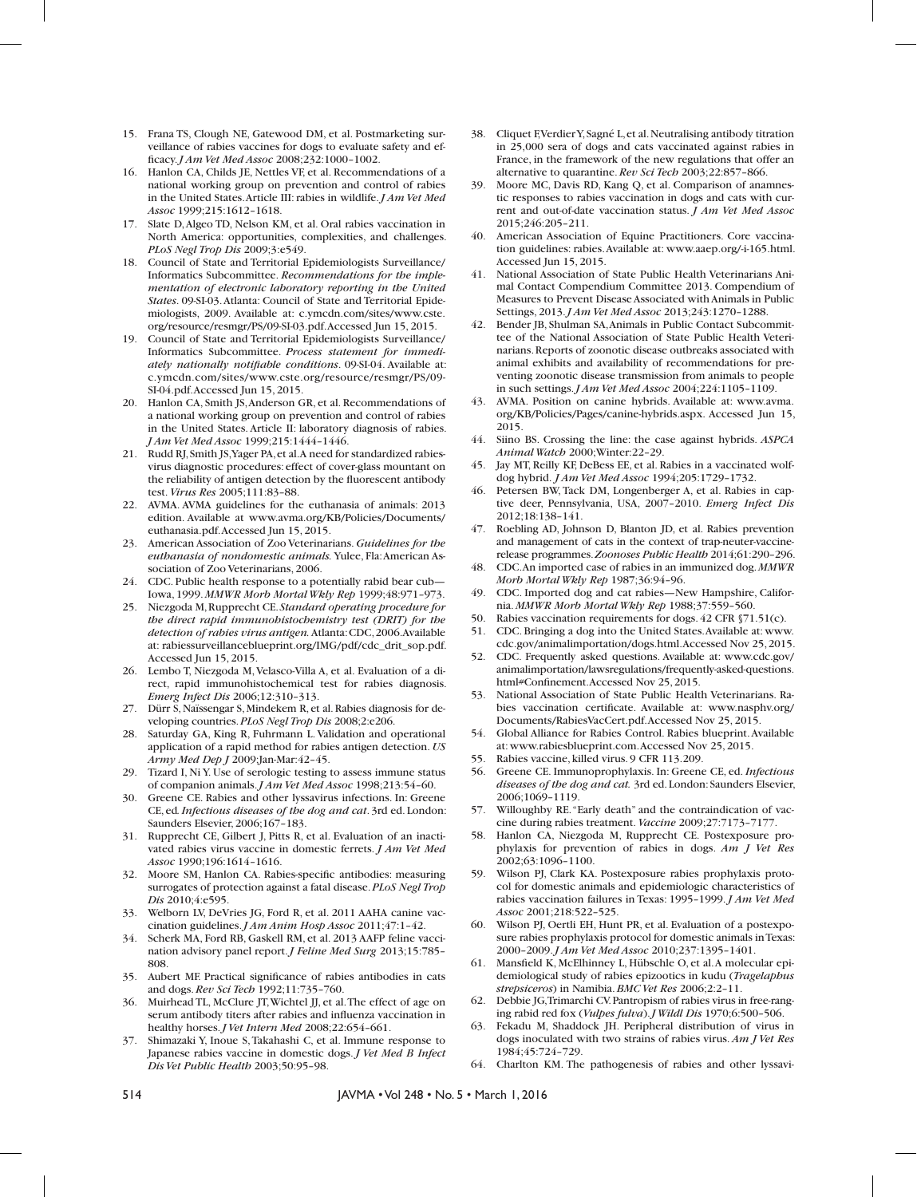15. Frana TS, Clough NE, Gatewood DM, et al. Postmarketing surveillance of rabies vaccines for dogs to evaluate safety and efficacy. *J Am Vet Med Assoc* 2008;232:1000–1002.
16. Hanlon CA, Childs JE, Nettles VF, et al. Recommendations of a national working group on prevention and control of rabies in the United States. Article III: rabies in wildlife. *J Am Vet Med Assoc* 1999;215:1612–1618.
17. Slate D, Algeo TD, Nelson KM, et al. Oral rabies vaccination in North America: opportunities, complexities, and challenges. *PLoS Negl Trop Dis* 2009;3:e549.
18. Council of State and Territorial Epidemiologists Surveillance/Informatics Subcommittee. *Recommendations for the implementation of electronic laboratory reporting in the United States*. 09-SI-03. Atlanta: Council of State and Territorial Epidemiologists, 2009. Available at: c.ymcdn.com/sites/www.cste.org/resource/resmgr/PS/09-SI-03.pdf. Accessed Jun 15, 2015.
19. Council of State and Territorial Epidemiologists Surveillance/Informatics Subcommittee. *Process statement for immediately nationally notifiable conditions*. 09-SI-04. Available at: c.ymcdn.com/sites/www.cste.org/resource/resmgr/PS/09-SI-04.pdf. Accessed Jun 15, 2015.
20. Hanlon CA, Smith JS, Anderson GR, et al. Recommendations of a national working group on prevention and control of rabies in the United States. Article II: laboratory diagnosis of rabies. *J Am Vet Med Assoc* 1999;215:1444–1446.
21. Rudd RJ, Smith JS, Yager PA, et al. A need for standardized rabies-virus diagnostic procedures: effect of cover-glass mountant on the reliability of antigen detection by the fluorescent antibody test. *Virus Res* 2005;111:83–88.
22. AVMA. AVMA guidelines for the euthanasia of animals: 2013 edition. Available at www.avma.org/KB/Policies/Documents/euthanasia.pdf. Accessed Jun 15, 2015.
23. American Association of Zoo Veterinarians. *Guidelines for the euthanasia of nondomestic animals*. Yulee, Fla: American Association of Zoo Veterinarians, 2006.
24. CDC. Public health response to a potentially rabid bear cub—Iowa, 1999. *MMWR Morb Mortal Wkly Rep* 1999;48:971–973.
25. Niezgoda M, Rupprecht CE. *Standard operating procedure for the direct rapid immunohistochemistry test (DRIT) for the detection of rabies virus antigen*. Atlanta: CDC, 2006. Available at: rabiessurveillanceblueprint.org/IMG/pdf/cdc_drit_sop.pdf. Accessed Jun 15, 2015.
26. Lembo T, Niezgoda M, Velasco-Villa A, et al. Evaluation of a direct, rapid immunohistochemical test for rabies diagnosis. *Emerg Infect Dis* 2006;12:310–313.
27. Dürr S, Naïssengar S, Mindekem R, et al. Rabies diagnosis for developing countries. *PLoS Negl Trop Dis* 2008;2:e206.
28. Saturday GA, King R, Fuhrmann L. Validation and operational application of a rapid method for rabies antigen detection. *US Army Med Dep J* 2009;Jan-Mar:42–45.
29. Tizard I, Ni Y. Use of serologic testing to assess immune status of companion animals. *J Am Vet Med Assoc* 1998;213:54–60.
30. Greene CE. Rabies and other lyssavirus infections. In: Greene CE, ed. *Infectious diseases of the dog and cat*. 3rd ed. London: Saunders Elsevier, 2006;167–183.
31. Rupprecht CE, Gilbert J, Pitts R, et al. Evaluation of an inactivated rabies virus vaccine in domestic ferrets. *J Am Vet Med Assoc* 1990;196:1614–1616.
32. Moore SM, Hanlon CA. Rabies-specific antibodies: measuring surrogates of protection against a fatal disease. *PLoS Negl Trop Dis* 2010;4:e595.
33. Welborn LV, DeVries JG, Ford R, et al. 2011 AAHA canine vaccination guidelines. *J Am Anim Hosp Assoc* 2011;47:1–42.
34. Scherk MA, Ford RB, Gaskell RM, et al. 2013 AAFP feline vaccination advisory panel report. *J Feline Med Surg* 2013;15:785–808.
35. Aubert MF. Practical significance of rabies antibodies in cats and dogs. *Rev Sci Tech* 1992;11:735–760.
36. Muirhead TL, McClure JT, Wichtel JJ, et al. The effect of age on serum antibody titers after rabies and influenza vaccination in healthy horses. *J Vet Intern Med* 2008;22:654–661.
37. Shimazaki Y, Inoue S, Takahashi C, et al. Immune response to Japanese rabies vaccine in domestic dogs. *J Vet Med B Infect Dis Vet Public Health* 2003;50:95–98.
38. Cliquet F, Verdier Y, Sagné L, et al. Neutralising antibody titration in 25,000 sera of dogs and cats vaccinated against rabies in France, in the framework of the new regulations that offer an alternative to quarantine. *Rev Sci Tech* 2003;22:857–866.
39. Moore MC, Davis RD, Kang Q, et al. Comparison of anamnestic responses to rabies vaccination in dogs and cats with current and out-of-date vaccination status. *J Am Vet Med Assoc* 2015;246:205–211.
40. American Association of Equine Practitioners. Core vaccination guidelines: rabies. Available at: www.aaep.org/-i-165.html. Accessed Jun 15, 2015.
41. National Association of State Public Health Veterinarians Animal Contact Compendium Committee 2013. Compendium of Measures to Prevent Disease Associated with Animals in Public Settings, 2013. *J Am Vet Med Assoc* 2013;243:1270–1288.
42. Bender JB, Shulman SA, Animals in Public Contact Subcommittee of the National Association of State Public Health Veterinarians. Reports of zoonotic disease outbreaks associated with animal exhibits and availability of recommendations for preventing zoonotic disease transmission from animals to people in such settings. *J Am Vet Med Assoc* 2004;224:1105–1109.
43. AVMA. Position on canine hybrids. Available at: www.avma.org/KB/Policies/Pages/canine-hybrids.aspx. Accessed Jun 15, 2015.
44. Siino BS. Crossing the line: the case against hybrids. *ASPCA Animal Watch* 2000;Winter:22–29.
45. Jay MT, Reilly KF, DeBess EE, et al. Rabies in a vaccinated wolf-dog hybrid. *J Am Vet Med Assoc* 1994;205:1729–1732.
46. Petersen BW, Tack DM, Longenberger A, et al. Rabies in captive deer, Pennsylvania, USA, 2007–2010. *Emerg Infect Dis* 2012;18:138–141.
47. Roebling AD, Johnson D, Blanton JD, et al. Rabies prevention and management of cats in the context of trap-neuter-vaccine-release programmes. *Zoonoses Public Health* 2014;61:290–296.
48. CDC. An imported case of rabies in an immunized dog. *MMWR Morb Mortal Wkly Rep* 1987;36:94–96.
49. CDC. Imported dog and cat rabies—New Hampshire, California. *MMWR Morb Mortal Wkly Rep* 1988;37:559–560.
50. Rabies vaccination requirements for dogs. 42 CFR §71.51(c).
51. CDC. Bringing a dog into the United States. Available at: www.cdc.gov/animalimportation/dogs.html. Accessed Nov 25, 2015.
52. CDC. Frequently asked questions. Available at: www.cdc.gov/animalimportation/lawsregulations/frequently-asked-questions.html#Confinement. Accessed Nov 25, 2015.
53. National Association of State Public Health Veterinarians. Rabies vaccination certificate. Available at: www.nasphv.org/Documents/RabiesVacCert.pdf. Accessed Nov 25, 2015.
54. Global Alliance for Rabies Control. Rabies blueprint. Available at: www.rabiesblueprint.com. Accessed Nov 25, 2015.
55. Rabies vaccine, killed virus. 9 CFR 113.209.
56. Greene CE. Immunoprophylaxis. In: Greene CE, ed. *Infectious diseases of the dog and cat*. 3rd ed. London: Saunders Elsevier, 2006;1069–1119.
57. Willoughby RE. "Early death" and the contraindication of vaccine during rabies treatment. *Vaccine* 2009;27:7173–7177.
58. Hanlon CA, Niezgoda M, Rupprecht CE. Postexposure prophylaxis for prevention of rabies in dogs. *Am J Vet Res* 2002;63:1096–1100.
59. Wilson PJ, Clark KA. Postexposure rabies prophylaxis protocol for domestic animals and epidemiologic characteristics of rabies vaccination failures in Texas: 1995–1999. *J Am Vet Med Assoc* 2001;218:522–525.
60. Wilson PJ, Oertli EH, Hunt PR, et al. Evaluation of a postexposure rabies prophylaxis protocol for domestic animals in Texas: 2000–2009. *J Am Vet Med Assoc* 2010;237:1395–1401.
61. Mansfield K, McElhinney L, Hübschle O, et al. A molecular epidemiological study of rabies epizootics in kudu (*Tragelaphus strepsiceros*) in Namibia. *BMC Vet Res* 2006;2:2–11.
62. Debbie JG, Trimarchi CV. Pantropism of rabies virus in free-ranging rabid red fox (*Vulpes fulva*). *J Wildl Dis* 1970;6:500–506.
63. Fekadu M, Shaddock JH. Peripheral distribution of virus in dogs inoculated with two strains of rabies virus. *Am J Vet Res* 1984;45:724–729.
64. Charlton KM. The pathogenesis of rabies and other lyssavi-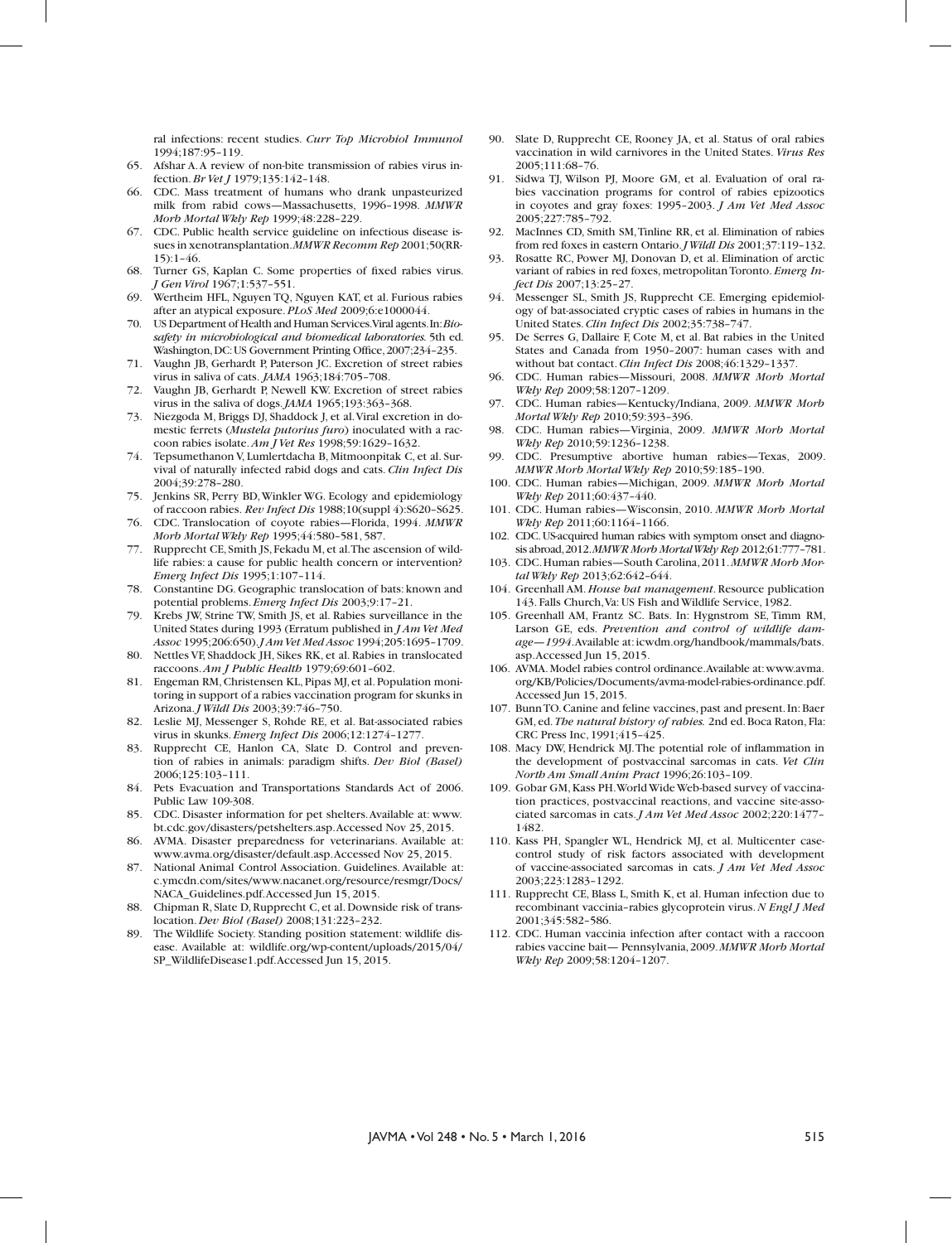ral infections: recent studies. *Curr Top Microbiol Immunol* 1994;187:95–119.

65. Afshar A. A review of non-bite transmission of rabies virus infection. *Br Vet J* 1979;135:142–148.
66. CDC. Mass treatment of humans who drank unpasteurized milk from rabid cows—Massachusetts, 1996–1998. *MMWR Morb Mortal Wkly Rep* 1999;48:228–229.
67. CDC. Public health service guideline on infectious disease issues in xenotransplantation. *MMWR Recomm Rep* 2001;50(RR-15):1–46.
68. Turner GS, Kaplan C. Some properties of fixed rabies virus. *J Gen Virol* 1967;1:537–551.
69. Wertheim HFL, Nguyen TQ, Nguyen KAT, et al. Furious rabies after an atypical exposure. *PLoS Med* 2009;6:e1000044.
70. US Department of Health and Human Services. Viral agents. In: *Biosafety in microbiological and biomedical laboratories.* 5th ed. Washington, DC: US Government Printing Office, 2007;234–235.
71. Vaughn JB, Gerhardt P, Paterson JC. Excretion of street rabies virus in saliva of cats. *JAMA* 1963;184:705–708.
72. Vaughn JB, Gerhardt P, Newell KW. Excretion of street rabies virus in the saliva of dogs. *JAMA* 1965;193:363–368.
73. Niezgoda M, Briggs DJ, Shaddock J, et al. Viral excretion in domestic ferrets (*Mustela putorius furo*) inoculated with a raccoon rabies isolate. *Am J Vet Res* 1998;59:1629–1632.
74. Tepsumethanon V, Lumlertdacha B, Mitmoonpitak C, et al. Survival of naturally infected rabid dogs and cats. *Clin Infect Dis* 2004;39:278–280.
75. Jenkins SR, Perry BD, Winkler WG. Ecology and epidemiology of raccoon rabies. *Rev Infect Dis* 1988;10(suppl 4):S620–S625.
76. CDC. Translocation of coyote rabies—Florida, 1994. *MMWR Morb Mortal Wkly Rep* 1995;44:580–581, 587.
77. Rupprecht CE, Smith JS, Fekadu M, et al. The ascension of wildlife rabies: a cause for public health concern or intervention? *Emerg Infect Dis* 1995;1:107–114.
78. Constantine DG. Geographic translocation of bats: known and potential problems. *Emerg Infect Dis* 2003;9:17–21.
79. Krebs JW, Strine TW, Smith JS, et al. Rabies surveillance in the United States during 1993 (Erratum published in *J Am Vet Med Assoc* 1995;206:650). *J Am Vet Med Assoc* 1994;205:1695–1709.
80. Nettles VF, Shaddock JH, Sikes RK, et al. Rabies in translocated raccoons. *Am J Public Health* 1979;69:601–602.
81. Engeman RM, Christensen KL, Pipas MJ, et al. Population monitoring in support of a rabies vaccination program for skunks in Arizona. *J Wildl Dis* 2003;39:746–750.
82. Leslie MJ, Messenger S, Rohde RE, et al. Bat-associated rabies virus in skunks. *Emerg Infect Dis* 2006;12:1274–1277.
83. Rupprecht CE, Hanlon CA, Slate D. Control and prevention of rabies in animals: paradigm shifts. *Dev Biol (Basel)* 2006;125:103–111.
84. Pets Evacuation and Transportations Standards Act of 2006. Public Law 109-308.
85. CDC. Disaster information for pet shelters. Available at: www.bt.cdc.gov/disasters/petshelters.asp. Accessed Nov 25, 2015.
86. AVMA. Disaster preparedness for veterinarians. Available at: www.avma.org/disaster/default.asp. Accessed Nov 25, 2015.
87. National Animal Control Association. Guidelines. Available at: c.ymcdn.com/sites/www.nacanet.org/resource/resmgr/Docs/NACA_Guidelines.pdf. Accessed Jun 15, 2015.
88. Chipman R, Slate D, Rupprecht C, et al. Downside risk of translocation. *Dev Biol (Basel)* 2008;131:223–232.
89. The Wildlife Society. Standing position statement: wildlife disease. Available at: wildlife.org/wp-content/uploads/2015/04/SP_WildlifeDisease1.pdf. Accessed Jun 15, 2015.
90. Slate D, Rupprecht CE, Rooney JA, et al. Status of oral rabies vaccination in wild carnivores in the United States. *Virus Res* 2005;111:68–76.
91. Sidwa TJ, Wilson PJ, Moore GM, et al. Evaluation of oral rabies vaccination programs for control of rabies epizootics in coyotes and gray foxes: 1995–2003. *J Am Vet Med Assoc* 2005;227:785–792.
92. MacInnes CD, Smith SM, Tinline RR, et al. Elimination of rabies from red foxes in eastern Ontario. *J Wildl Dis* 2001;37:119–132.
93. Rosatte RC, Power MJ, Donovan D, et al. Elimination of arctic variant of rabies in red foxes, metropolitan Toronto. *Emerg Infect Dis* 2007;13:25–27.
94. Messenger SL, Smith JS, Rupprecht CE. Emerging epidemiology of bat-associated cryptic cases of rabies in humans in the United States. *Clin Infect Dis* 2002;35:738–747.
95. De Serres G, Dallaire F, Cote M, et al. Bat rabies in the United States and Canada from 1950–2007: human cases with and without bat contact. *Clin Infect Dis* 2008;46:1329–1337.
96. CDC. Human rabies—Missouri, 2008. *MMWR Morb Mortal Wkly Rep* 2009;58:1207–1209.
97. CDC. Human rabies—Kentucky/Indiana, 2009. *MMWR Morb Mortal Wkly Rep* 2010;59:393–396.
98. CDC. Human rabies—Virginia, 2009. *MMWR Morb Mortal Wkly Rep* 2010;59:1236–1238.
99. CDC. Presumptive abortive human rabies—Texas, 2009. *MMWR Morb Mortal Wkly Rep* 2010;59:185–190.
100. CDC. Human rabies—Michigan, 2009. *MMWR Morb Mortal Wkly Rep* 2011;60:437–440.
101. CDC. Human rabies—Wisconsin, 2010. *MMWR Morb Mortal Wkly Rep* 2011;60:1164–1166.
102. CDC. US-acquired human rabies with symptom onset and diagnosis abroad, 2012. *MMWR Morb Mortal Wkly Rep* 2012;61:777–781.
103. CDC. Human rabies—South Carolina, 2011. *MMWR Morb Mortal Wkly Rep* 2013;62:642–644.
104. Greenhall AM. *House bat management*. Resource publication 143. Falls Church, Va: US Fish and Wildlife Service, 1982.
105. Greenhall AM, Frantz SC. Bats. In: Hygnstrom SE, Timm RM, Larson GE, eds. *Prevention and control of wildlife damage—1994*. Available at: icwdm.org/handbook/mammals/bats.asp. Accessed Jun 15, 2015.
106. AVMA. Model rabies control ordinance. Available at: www.avma.org/KB/Policies/Documents/avma-model-rabies-ordinance.pdf. Accessed Jun 15, 2015.
107. Bunn TO. Canine and feline vaccines, past and present. In: Baer GM, ed. *The natural history of rabies.* 2nd ed. Boca Raton, Fla: CRC Press Inc, 1991;415–425.
108. Macy DW, Hendrick MJ. The potential role of inflammation in the development of postvaccinal sarcomas in cats. *Vet Clin North Am Small Anim Pract* 1996;26:103–109.
109. Gobar GM, Kass PH. World Wide Web-based survey of vaccination practices, postvaccinal reactions, and vaccine site-associated sarcomas in cats. *J Am Vet Med Assoc* 2002;220:1477–1482.
110. Kass PH, Spangler WL, Hendrick MJ, et al. Multicenter case-control study of risk factors associated with development of vaccine-associated sarcomas in cats. *J Am Vet Med Assoc* 2003;223:1283–1292.
111. Rupprecht CE, Blass L, Smith K, et al. Human infection due to recombinant vaccinia–rabies glycoprotein virus. *N Engl J Med* 2001;345:582–586.
112. CDC. Human vaccinia infection after contact with a raccoon rabies vaccine bait— Pennsylvania, 2009. *MMWR Morb Mortal Wkly Rep* 2009;58:1204–1207.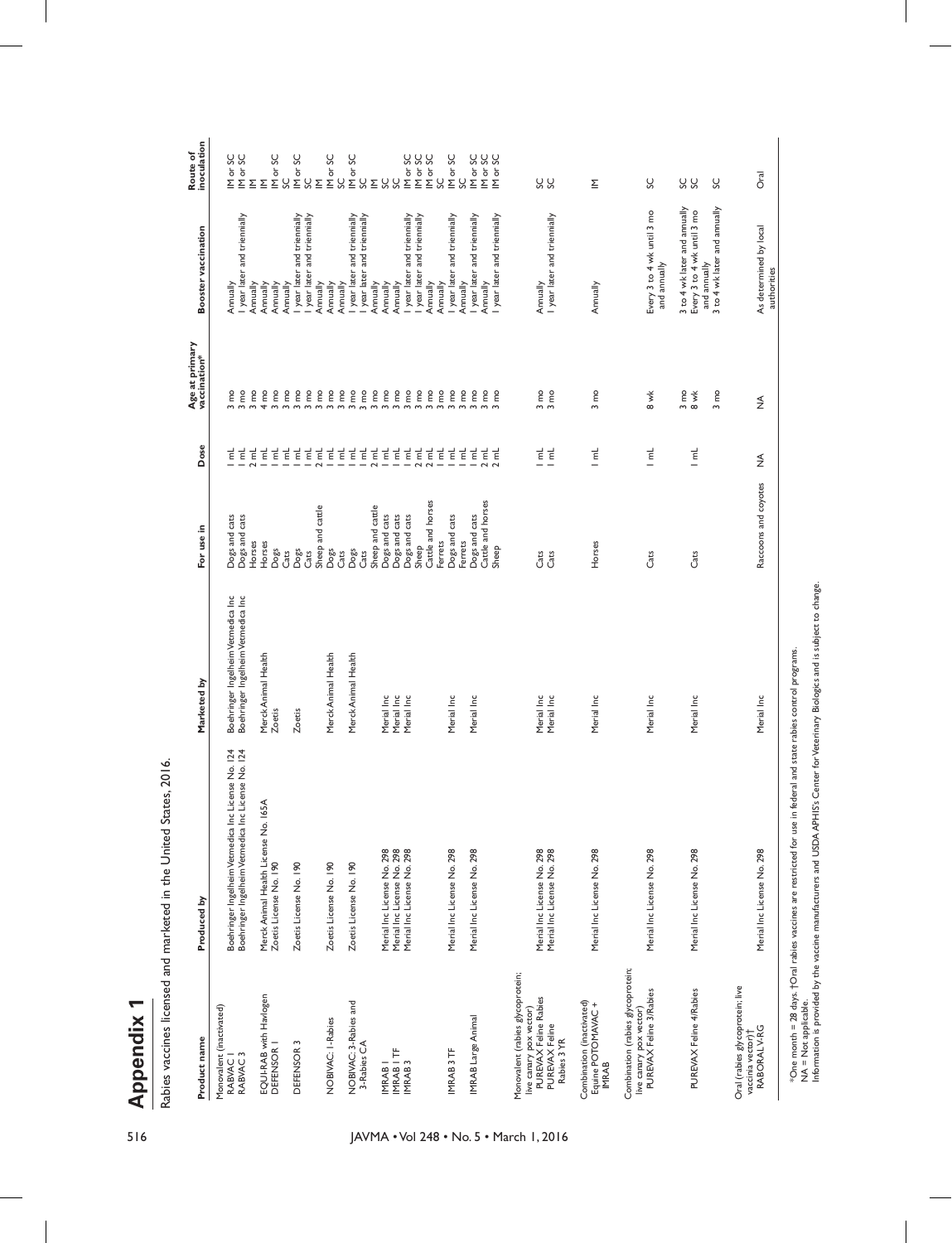# Appendix 1

Rabies vaccines licensed and marketed in the United States, 2016.

| Product name | Produced by | Marketed by | For use in | Dose | Age at primary vaccination* | Booster vaccination | Route of inoculation |
|---|---|---|---|---|---|---|---|
| Monovalent (inactivated) | | | | | | | |
| RABVAC 1 | Boehringer Ingelheim Vetmedica Inc License No. 124 | Boehringer Ingelheim Vetmedica Inc | Dogs and cats | 1 mL | 3 mo | Annually | IM or SC |
| RABVAC 3 | Boehringer Ingelheim Vetmedica Inc License No. 124 | Boehringer Ingelheim Vetmedica Inc | Dogs and cats | 1 mL | 3 mo | 1 year later and triennially | IM or SC |
| EQUI-RAB with Havlogen | Merck Animal Health License No. 165A | Merck Animal Health | Horses | 2 mL | 3 mo | Annually | IM |
| DEFENSOR 1 | Zoetis License No. 190 | Zoetis | Horses | 1 mL | 4 mo | Annually | IM |
| | | | Dogs | 1 mL | 3 mo | Annually | IM or SC |
| | | | Cats | 1 mL | 3 mo | Annually | SC |
| DEFENSOR 3 | Zoetis License No. 190 | Zoetis | Dogs | 1 mL | 3 mo | 1 year later and triennially | IM or SC |
| | | | Cats | 1 mL | 3 mo | 1 year later and triennially | SC |
| | | | Sheep and cattle | 2 mL | 3 mo | Annually | IM |
| NOBIVAC: 1-Rabies | Zoetis License No. 190 | Merck Animal Health | Dogs | 1 mL | 3 mo | Annually | IM or SC |
| | | | Cats | 1 mL | 3 mo | Annually | SC |
| NOBIVAC: 3-Rabies and 3-Rabies CA | Zoetis License No. 190 | Merck Animal Health | Dogs | 1 mL | 3 mo | 1 year later and triennially | IM or SC |
| | | | Cats | 1 mL | 3 mo | 1 year later and triennially | SC |
| | | | Sheep and cattle | 2 mL | 3 mo | Annually | IM |
| IMRAB 1 | Merial Inc License No. 298 | Merial Inc | Dogs and cats | 1 mL | 3 mo | Annually | SC |
| IMRAB 1 TF | Merial Inc License No. 298 | Merial Inc | Dogs and cats | 1 mL | 3 mo | Annually | SC |
| IMRAB 3 | Merial Inc License No. 298 | Merial Inc | Dogs and cats | 1 mL | 3 mo | 1 year later and triennially | IM or SC |
| | | | Sheep | 2 mL | 3 mo | 1 year later and triennially | IM or SC |
| | | | Cattle and horses | 2 mL | 3 mo | Annually | IM or SC |
| | | | Ferrets | 1 mL | 3 mo | Annually | SC |
| IMRAB 3 TF | Merial Inc License No. 298 | Merial Inc | Dogs and cats | 1 mL | 3 mo | 1 year later and triennially | IM or SC |
| | | | Ferrets | 1 mL | 3 mo | Annually | SC |
| IMRAB Large Animal | Merial Inc License No. 298 | Merial Inc | Dogs and cats | 1 mL | 3 mo | 1 year later and triennially | IM or SC |
| | | | Cattle and horses | 2 mL | 3 mo | Annually | IM or SC |
| | | | Sheep | 2 mL | 3 mo | 1 year later and triennially | IM or SC |
| Monovalent (rabies glycoprotein; live canary pox vector) | | | | | | | |
| PUREVAX Feline Rabies | Merial Inc License No. 298 | Merial Inc | Cats | 1 mL | 3 mo | Annually | SC |
| PUREVAX Feline Rabies 3 YR | Merial Inc License No. 298 | Merial Inc | Cats | 1 mL | 3 mo | 1 year later and triennially | SC |
| Combination (inactivated) | | | | | | | |
| Equine POTOMAVAC + IMRAB | Merial Inc License No. 298 | Merial Inc | Horses | 1 mL | 3 mo | Annually | IM |
| Combination (rabies glycoprotein; live canary pox vector) | | | | | | | |
| PUREVAX Feline 3/Rabies | Merial Inc License No. 298 | Merial Inc | Cats | 1 mL | 8 wk | Every 3 to 4 wk until 3 mo and annually | SC |
| | | | | | 3 mo | 3 to 4 wk later and annually | SC |
| PUREVAX Feline 4/Rabies | Merial Inc License No. 298 | Merial Inc | Cats | 1 mL | 8 wk | Every 3 to 4 wk until 3 mo and annually | SC |
| | | | | | 3 mo | 3 to 4 wk later and annually | SC |
| Oral (rabies glycoprotein; live vaccinia vector)† | | | | | | | |
| RABORAL V-RG | Merial Inc License No. 298 | Merial Inc | Raccoons and coyotes | NA | NA | As determined by local authorities | Oral |

*One month = 28 days. †Oral rabies vaccines are restricted for use in federal and state rabies control programs.

NA = Not applicable.

Information is provided by the vaccine manufacturers and USDA APHIS's Center for Veterinary Biologics and is subject to change.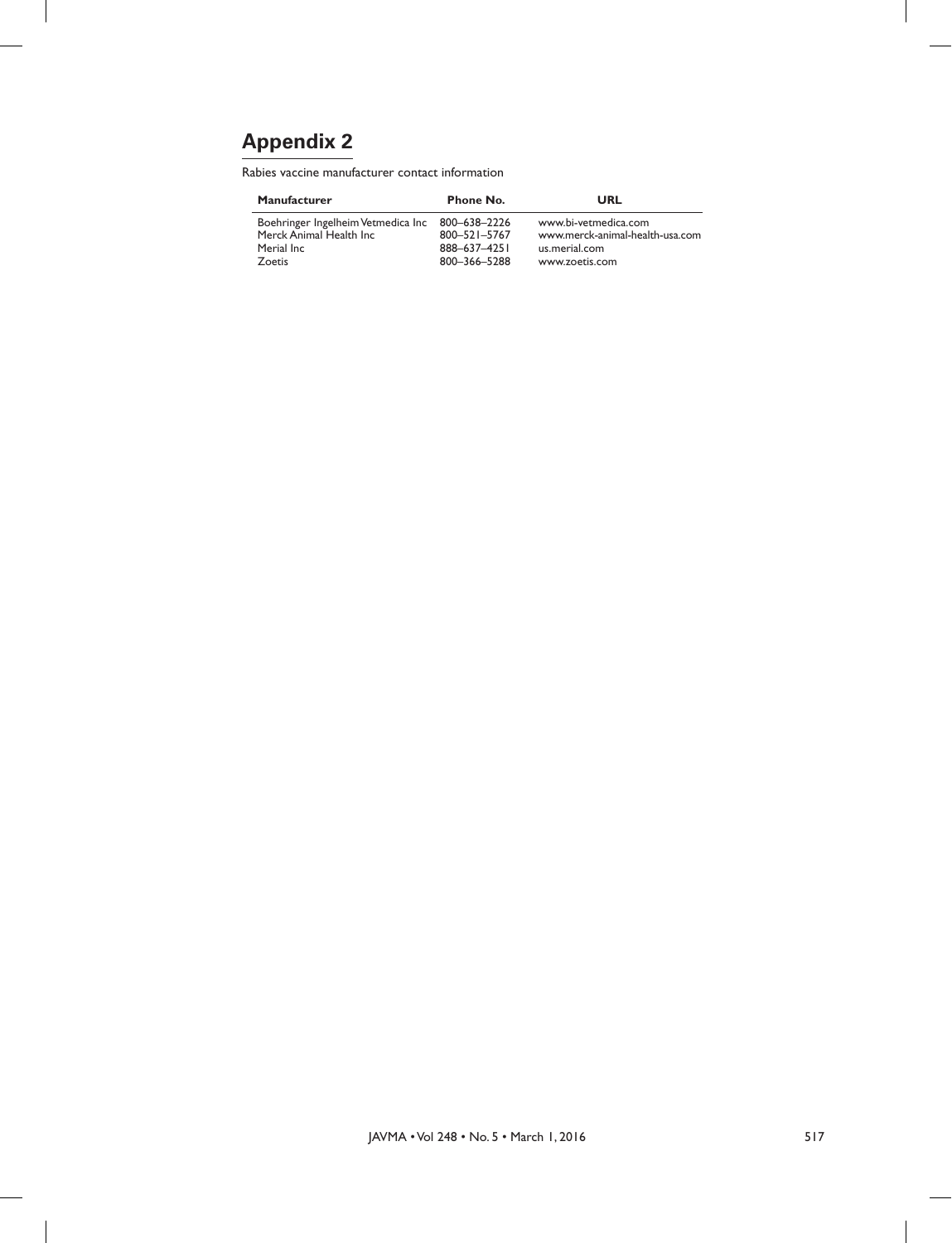## Appendix 2

Rabies vaccine manufacturer contact information

| Manufacturer | Phone No. | URL |
|---|---|---|
| Boehringer Ingelheim Vetmedica Inc | 800–638–2226 | www.bi-vetmedica.com |
| Merck Animal Health Inc | 800–521–5767 | www.merck-animal-health-usa.com |
| Merial Inc | 888–637–4251 | us.merial.com |
| Zoetis | 800–366–5288 | www.zoetis.com |